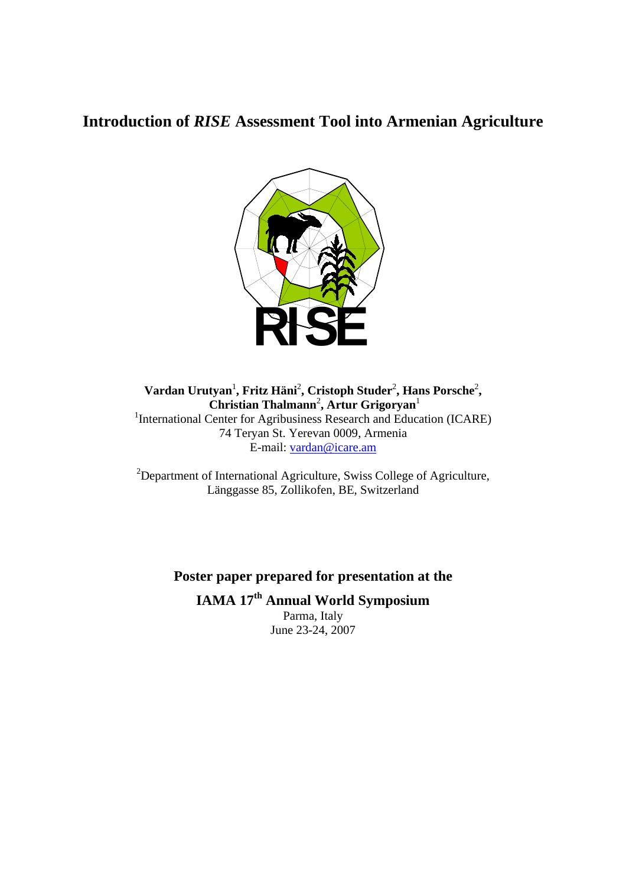# Introduction of *RISE* Assessment Tool into Armenian Agriculture

**Vardan Urutyan[1], Fritz Häni[2], Cristoph Studer[2], Hans Porsche[2], Christian Thalmann[2], Artur Grigoryan[1]**

[1]International Center for Agribusiness Research and Education (ICARE)
74 Teryan St. Yerevan 0009, Armenia
E-mail: vardan@icare.am

[2]Department of International Agriculture, Swiss College of Agriculture,
Länggasse 85, Zollikofen, BE, Switzerland

**Poster paper prepared for presentation at the**

**IAMA 17th Annual World Symposium**

Parma, Italy
June 23-24, 2007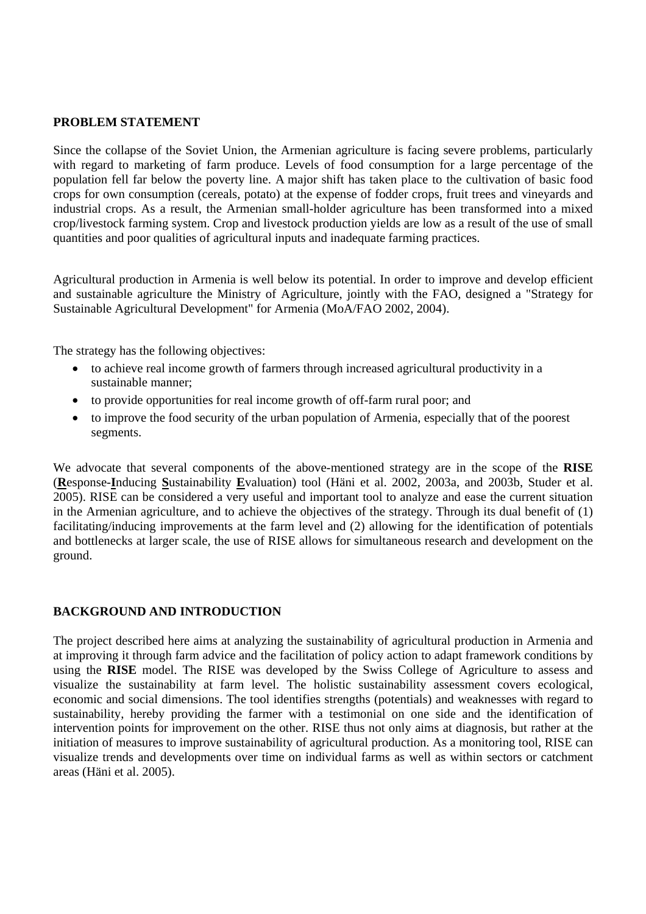## PROBLEM STATEMENT

Since the collapse of the Soviet Union, the Armenian agriculture is facing severe problems, particularly with regard to marketing of farm produce. Levels of food consumption for a large percentage of the population fell far below the poverty line. A major shift has taken place to the cultivation of basic food crops for own consumption (cereals, potato) at the expense of fodder crops, fruit trees and vineyards and industrial crops. As a result, the Armenian small-holder agriculture has been transformed into a mixed crop/livestock farming system. Crop and livestock production yields are low as a result of the use of small quantities and poor qualities of agricultural inputs and inadequate farming practices.

Agricultural production in Armenia is well below its potential. In order to improve and develop efficient and sustainable agriculture the Ministry of Agriculture, jointly with the FAO, designed a "Strategy for Sustainable Agricultural Development" for Armenia (MoA/FAO 2002, 2004).

The strategy has the following objectives:

- to achieve real income growth of farmers through increased agricultural productivity in a sustainable manner;
- to provide opportunities for real income growth of off-farm rural poor; and
- to improve the food security of the urban population of Armenia, especially that of the poorest segments.

We advocate that several components of the above-mentioned strategy are in the scope of the **RISE** (**R**esponse-**I**nducing **S**ustainability **E**valuation) tool (Häni et al. 2002, 2003a, and 2003b, Studer et al. 2005). RISE can be considered a very useful and important tool to analyze and ease the current situation in the Armenian agriculture, and to achieve the objectives of the strategy. Through its dual benefit of (1) facilitating/inducing improvements at the farm level and (2) allowing for the identification of potentials and bottlenecks at larger scale, the use of RISE allows for simultaneous research and development on the ground.

## BACKGROUND AND INTRODUCTION

The project described here aims at analyzing the sustainability of agricultural production in Armenia and at improving it through farm advice and the facilitation of policy action to adapt framework conditions by using the **RISE** model. The RISE was developed by the Swiss College of Agriculture to assess and visualize the sustainability at farm level. The holistic sustainability assessment covers ecological, economic and social dimensions. The tool identifies strengths (potentials) and weaknesses with regard to sustainability, hereby providing the farmer with a testimonial on one side and the identification of intervention points for improvement on the other. RISE thus not only aims at diagnosis, but rather at the initiation of measures to improve sustainability of agricultural production. As a monitoring tool, RISE can visualize trends and developments over time on individual farms as well as within sectors or catchment areas (Häni et al. 2005).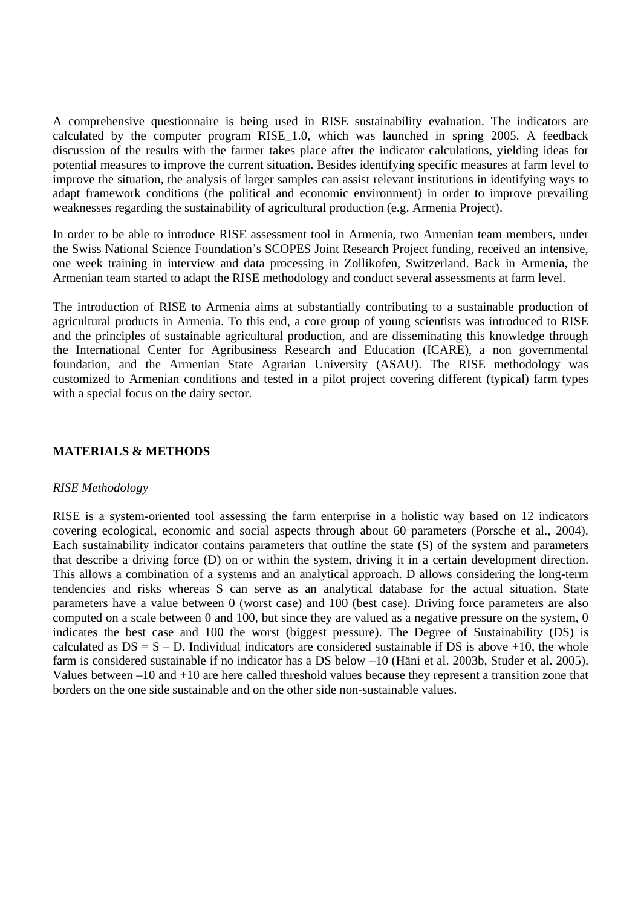A comprehensive questionnaire is being used in RISE sustainability evaluation. The indicators are calculated by the computer program RISE_1.0, which was launched in spring 2005. A feedback discussion of the results with the farmer takes place after the indicator calculations, yielding ideas for potential measures to improve the current situation. Besides identifying specific measures at farm level to improve the situation, the analysis of larger samples can assist relevant institutions in identifying ways to adapt framework conditions (the political and economic environment) in order to improve prevailing weaknesses regarding the sustainability of agricultural production (e.g. Armenia Project).

In order to be able to introduce RISE assessment tool in Armenia, two Armenian team members, under the Swiss National Science Foundation's SCOPES Joint Research Project funding, received an intensive, one week training in interview and data processing in Zollikofen, Switzerland. Back in Armenia, the Armenian team started to adapt the RISE methodology and conduct several assessments at farm level.

The introduction of RISE to Armenia aims at substantially contributing to a sustainable production of agricultural products in Armenia. To this end, a core group of young scientists was introduced to RISE and the principles of sustainable agricultural production, and are disseminating this knowledge through the International Center for Agribusiness Research and Education (ICARE), a non governmental foundation, and the Armenian State Agrarian University (ASAU). The RISE methodology was customized to Armenian conditions and tested in a pilot project covering different (typical) farm types with a special focus on the dairy sector.

## MATERIALS & METHODS

*RISE Methodology*

RISE is a system-oriented tool assessing the farm enterprise in a holistic way based on 12 indicators covering ecological, economic and social aspects through about 60 parameters (Porsche et al., 2004). Each sustainability indicator contains parameters that outline the state (S) of the system and parameters that describe a driving force (D) on or within the system, driving it in a certain development direction. This allows a combination of a systems and an analytical approach. D allows considering the long-term tendencies and risks whereas S can serve as an analytical database for the actual situation. State parameters have a value between 0 (worst case) and 100 (best case). Driving force parameters are also computed on a scale between 0 and 100, but since they are valued as a negative pressure on the system, 0 indicates the best case and 100 the worst (biggest pressure). The Degree of Sustainability (DS) is calculated as $DS = S - D$. Individual indicators are considered sustainable if DS is above +10, the whole farm is considered sustainable if no indicator has a DS below –10 (Häni et al. 2003b, Studer et al. 2005). Values between –10 and +10 are here called threshold values because they represent a transition zone that borders on the one side sustainable and on the other side non-sustainable values.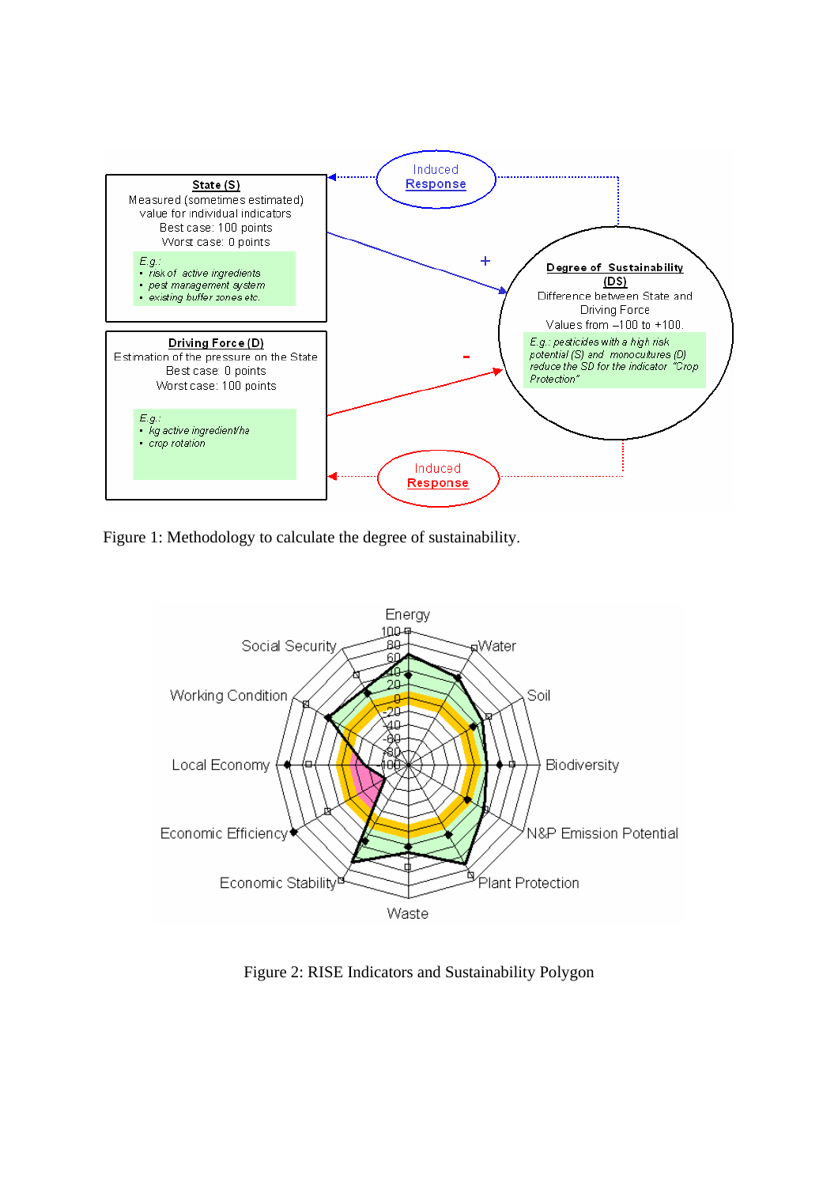**State (S)**
Measured (sometimes estimated) value for individual indicators
Best case: 100 points
Worst case: 0 points

*E.g.:*
- *risk of active ingredients*
- *pest management system*
- *existing buffer zones etc.*

**Driving Force (D)**
Estimation of the pressure on the State
Best case: 0 points
Worst case: 100 points

*E.g.:*
- *kg active ingredient/ha*
- *crop rotation*

**Degree of Sustainability (DS)**
Difference between State and Driving Force
Values from –100 to +100.

*E.g.: pesticides with a high risk potential (S) and monocultures (D) reduce the SD for the indicator "Crop Protection"*

Induced Response (+)

Induced Response (-)

Figure 1: Methodology to calculate the degree of sustainability.

Energy, Water, Soil, Biodiversity, N&P Emission Potential, Plant Protection, Waste, Economic Stability, Economic Efficiency, Local Economy, Working Condition, Social Security

Figure 2: RISE Indicators and Sustainability Polygon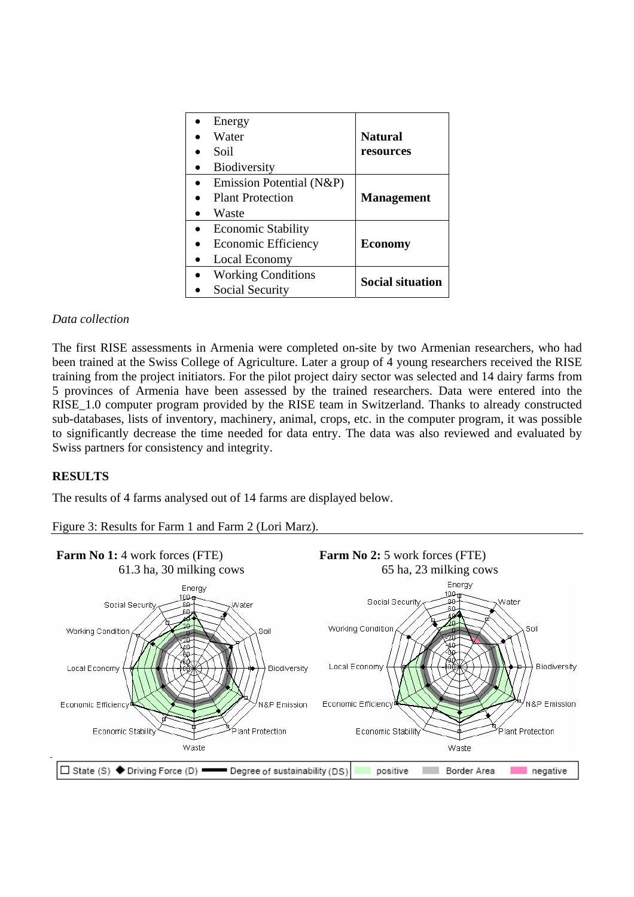| | |
|---|---|
| • Energy<br>• Water<br>• Soil<br>• Biodiversity | **Natural resources** |
| • Emission Potential (N&P)<br>• Plant Protection<br>• Waste | **Management** |
| • Economic Stability<br>• Economic Efficiency<br>• Local Economy | **Economy** |
| • Working Conditions<br>• Social Security | **Social situation** |

*Data collection*

The first RISE assessments in Armenia were completed on-site by two Armenian researchers, who had been trained at the Swiss College of Agriculture. Later a group of 4 young researchers received the RISE training from the project initiators. For the pilot project dairy sector was selected and 14 dairy farms from 5 provinces of Armenia have been assessed by the trained researchers. Data were entered into the RISE_1.0 computer program provided by the RISE team in Switzerland. Thanks to already constructed sub-databases, lists of inventory, machinery, animal, crops, etc. in the computer program, it was possible to significantly decrease the time needed for data entry. The data was also reviewed and evaluated by Swiss partners for consistency and integrity.

**RESULTS**

The results of 4 farms analysed out of 14 farms are displayed below.

Figure 3: Results for Farm 1 and Farm 2 (Lori Marz).

**Farm No 1:** 4 work forces (FTE)
61.3 ha, 30 milking cows

**Farm No 2:** 5 work forces (FTE)
65 ha, 23 milking cows

☐ State (S) ◆ Driving Force (D) ▬ Degree of sustainability (DS) | positive | Border Area | negative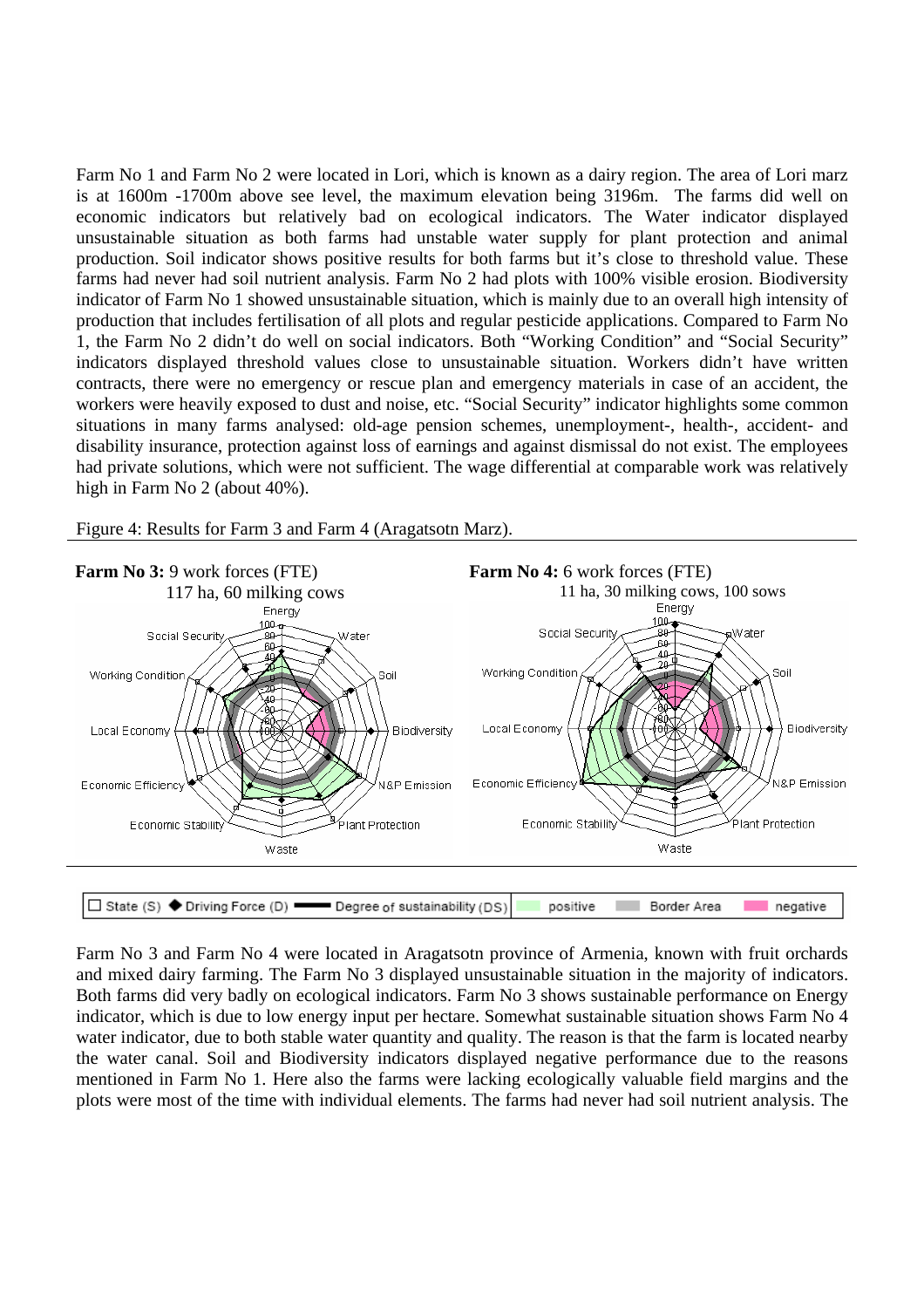Farm No 1 and Farm No 2 were located in Lori, which is known as a dairy region. The area of Lori marz is at 1600m -1700m above see level, the maximum elevation being 3196m. The farms did well on economic indicators but relatively bad on ecological indicators. The Water indicator displayed unsustainable situation as both farms had unstable water supply for plant protection and animal production. Soil indicator shows positive results for both farms but it's close to threshold value. These farms had never had soil nutrient analysis. Farm No 2 had plots with 100% visible erosion. Biodiversity indicator of Farm No 1 showed unsustainable situation, which is mainly due to an overall high intensity of production that includes fertilisation of all plots and regular pesticide applications. Compared to Farm No 1, the Farm No 2 didn't do well on social indicators. Both "Working Condition" and "Social Security" indicators displayed threshold values close to unsustainable situation. Workers didn't have written contracts, there were no emergency or rescue plan and emergency materials in case of an accident, the workers were heavily exposed to dust and noise, etc. "Social Security" indicator highlights some common situations in many farms analysed: old-age pension schemes, unemployment-, health-, accident- and disability insurance, protection against loss of earnings and against dismissal do not exist. The employees had private solutions, which were not sufficient. The wage differential at comparable work was relatively high in Farm No 2 (about 40%).

Figure 4: Results for Farm 3 and Farm 4 (Aragatsotn Marz).

**Farm No 3:** 9 work forces (FTE)
117 ha, 60 milking cows

**Farm No 4:** 6 work forces (FTE)
11 ha, 30 milking cows, 100 sows

□ State (S) ◆ Driving Force (D) ▬ Degree of sustainability (DS) | positive | Border Area | negative

Farm No 3 and Farm No 4 were located in Aragatsotn province of Armenia, known with fruit orchards and mixed dairy farming. The Farm No 3 displayed unsustainable situation in the majority of indicators. Both farms did very badly on ecological indicators. Farm No 3 shows sustainable performance on Energy indicator, which is due to low energy input per hectare. Somewhat sustainable situation shows Farm No 4 water indicator, due to both stable water quantity and quality. The reason is that the farm is located nearby the water canal. Soil and Biodiversity indicators displayed negative performance due to the reasons mentioned in Farm No 1. Here also the farms were lacking ecologically valuable field margins and the plots were most of the time with individual elements. The farms had never had soil nutrient analysis. The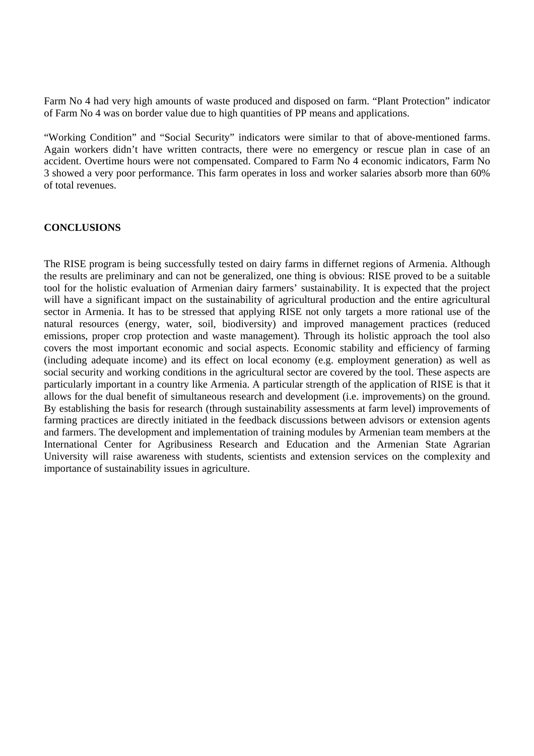Farm No 4 had very high amounts of waste produced and disposed on farm. “Plant Protection” indicator of Farm No 4 was on border value due to high quantities of PP means and applications.

“Working Condition” and “Social Security” indicators were similar to that of above-mentioned farms. Again workers didn’t have written contracts, there were no emergency or rescue plan in case of an accident. Overtime hours were not compensated. Compared to Farm No 4 economic indicators, Farm No 3 showed a very poor performance. This farm operates in loss and worker salaries absorb more than 60% of total revenues.

## CONCLUSIONS

The RISE program is being successfully tested on dairy farms in differnet regions of Armenia. Although the results are preliminary and can not be generalized, one thing is obvious: RISE proved to be a suitable tool for the holistic evaluation of Armenian dairy farmers’ sustainability. It is expected that the project will have a significant impact on the sustainability of agricultural production and the entire agricultural sector in Armenia. It has to be stressed that applying RISE not only targets a more rational use of the natural resources (energy, water, soil, biodiversity) and improved management practices (reduced emissions, proper crop protection and waste management). Through its holistic approach the tool also covers the most important economic and social aspects. Economic stability and efficiency of farming (including adequate income) and its effect on local economy (e.g. employment generation) as well as social security and working conditions in the agricultural sector are covered by the tool. These aspects are particularly important in a country like Armenia. A particular strength of the application of RISE is that it allows for the dual benefit of simultaneous research and development (i.e. improvements) on the ground. By establishing the basis for research (through sustainability assessments at farm level) improvements of farming practices are directly initiated in the feedback discussions between advisors or extension agents and farmers. The development and implementation of training modules by Armenian team members at the International Center for Agribusiness Research and Education and the Armenian State Agrarian University will raise awareness with students, scientists and extension services on the complexity and importance of sustainability issues in agriculture.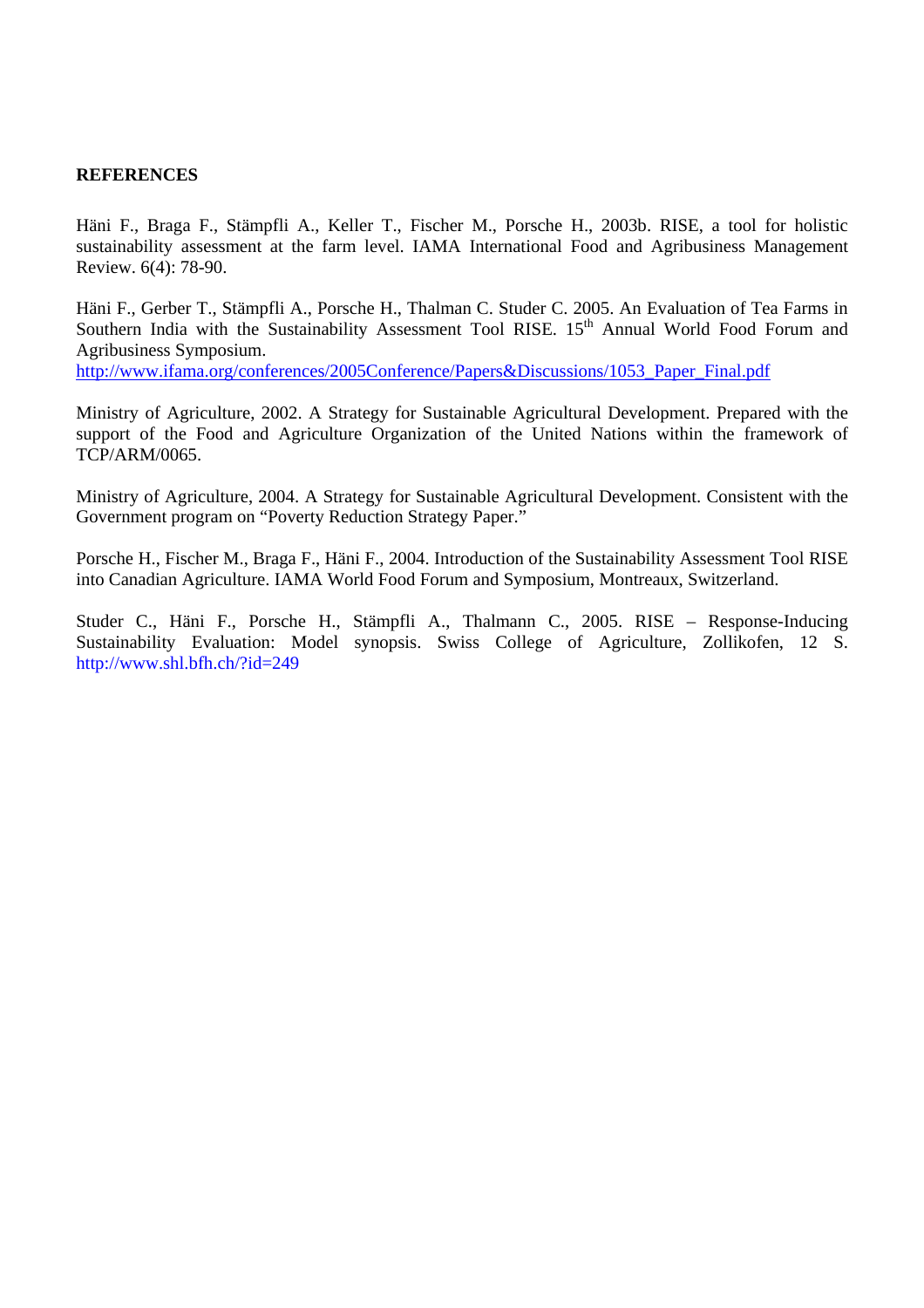**REFERENCES**

Häni F., Braga F., Stämpfli A., Keller T., Fischer M., Porsche H., 2003b. RISE, a tool for holistic sustainability assessment at the farm level. IAMA International Food and Agribusiness Management Review. 6(4): 78-90.

Häni F., Gerber T., Stämpfli A., Porsche H., Thalman C. Studer C. 2005. An Evaluation of Tea Farms in Southern India with the Sustainability Assessment Tool RISE. 15th Annual World Food Forum and Agribusiness Symposium.
http://www.ifama.org/conferences/2005Conference/Papers&Discussions/1053_Paper_Final.pdf

Ministry of Agriculture, 2002. A Strategy for Sustainable Agricultural Development. Prepared with the support of the Food and Agriculture Organization of the United Nations within the framework of TCP/ARM/0065.

Ministry of Agriculture, 2004. A Strategy for Sustainable Agricultural Development. Consistent with the Government program on “Poverty Reduction Strategy Paper.”

Porsche H., Fischer M., Braga F., Häni F., 2004. Introduction of the Sustainability Assessment Tool RISE into Canadian Agriculture. IAMA World Food Forum and Symposium, Montreaux, Switzerland.

Studer C., Häni F., Porsche H., Stämpfli A., Thalmann C., 2005. RISE – Response-Inducing Sustainability Evaluation: Model synopsis. Swiss College of Agriculture, Zollikofen, 12 S. http://www.shl.bfh.ch/?id=249